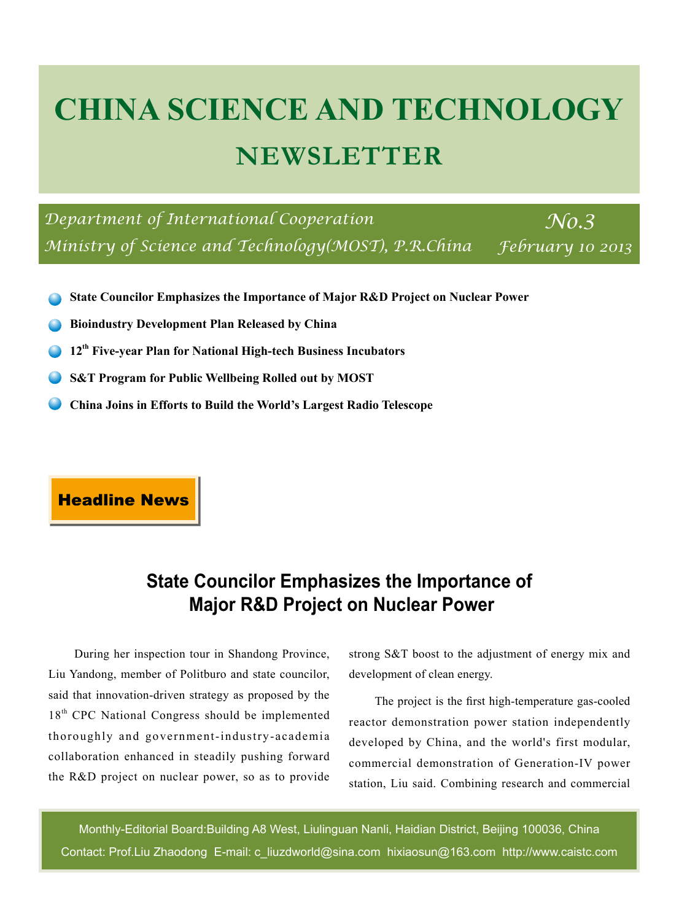# CHINA SCIENCE AND TECHNOLOGY

## NEWSLETTER

*Department of International Cooperation*
*Ministry of Science and Technology(MOST), P.R.China*

*No.3*
*February 10 2013*

- **State Councilor Emphasizes the Importance of Major R&D Project on Nuclear Power**
- **Bioindustry Development Plan Released by China**
- **12th Five-year Plan for National High-tech Business Incubators**
- **S&T Program for Public Wellbeing Rolled out by MOST**
- **China Joins in Efforts to Build the World's Largest Radio Telescope**

**Headline News**

## State Councilor Emphasizes the Importance of Major R&D Project on Nuclear Power

During her inspection tour in Shandong Province, Liu Yandong, member of Politburo and state councilor, said that innovation-driven strategy as proposed by the 18th CPC National Congress should be implemented thoroughly and government-industry-academia collaboration enhanced in steadily pushing forward the R&D project on nuclear power, so as to provide strong S&T boost to the adjustment of energy mix and development of clean energy.

The project is the first high-temperature gas-cooled reactor demonstration power station independently developed by China, and the world's first modular, commercial demonstration of Generation-IV power station, Liu said. Combining research and commercial

Monthly-Editorial Board:Building A8 West, Liulinguan Nanli, Haidian District, Beijing 100036, China
Contact: Prof.Liu Zhaodong E-mail: c_liuzdworld@sina.com hixiaosun@163.com http://www.caistc.com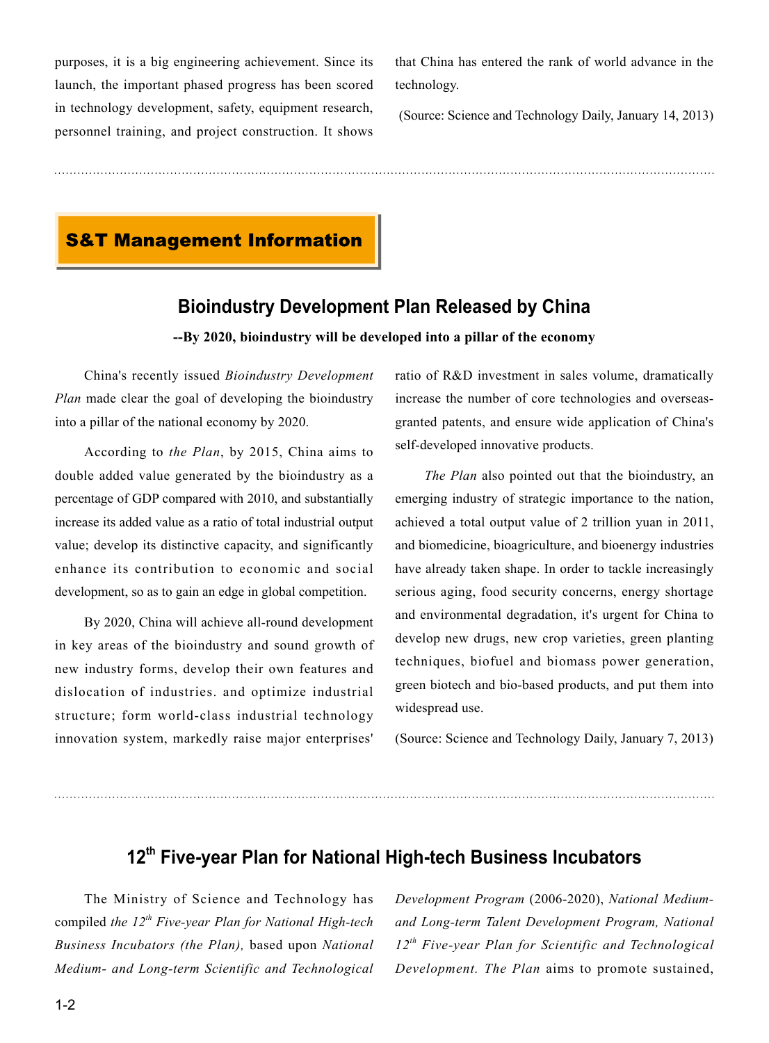purposes, it is a big engineering achievement. Since its launch, the important phased progress has been scored in technology development, safety, equipment research, personnel training, and project construction. It shows that China has entered the rank of world advance in the technology.

(Source: Science and Technology Daily, January 14, 2013)

## S&T Management Information

### Bioindustry Development Plan Released by China

**--By 2020, bioindustry will be developed into a pillar of the economy**

China's recently issued *Bioindustry Development Plan* made clear the goal of developing the bioindustry into a pillar of the national economy by 2020.

According to *the Plan*, by 2015, China aims to double added value generated by the bioindustry as a percentage of GDP compared with 2010, and substantially increase its added value as a ratio of total industrial output value; develop its distinctive capacity, and significantly enhance its contribution to economic and social development, so as to gain an edge in global competition.

By 2020, China will achieve all-round development in key areas of the bioindustry and sound growth of new industry forms, develop their own features and dislocation of industries. and optimize industrial structure; form world-class industrial technology innovation system, markedly raise major enterprises' ratio of R&D investment in sales volume, dramatically increase the number of core technologies and overseas-granted patents, and ensure wide application of China's self-developed innovative products.

*The Plan* also pointed out that the bioindustry, an emerging industry of strategic importance to the nation, achieved a total output value of 2 trillion yuan in 2011, and biomedicine, bioagriculture, and bioenergy industries have already taken shape. In order to tackle increasingly serious aging, food security concerns, energy shortage and environmental degradation, it's urgent for China to develop new drugs, new crop varieties, green planting techniques, biofuel and biomass power generation, green biotech and bio-based products, and put them into widespread use.

(Source: Science and Technology Daily, January 7, 2013)

### 12th Five-year Plan for National High-tech Business Incubators

The Ministry of Science and Technology has compiled *the 12th Five-year Plan for National High-tech Business Incubators (the Plan),* based upon *National Medium- and Long-term Scientific and Technological Development Program* (2006-2020), *National Medium- and Long-term Talent Development Program, National 12th Five-year Plan for Scientific and Technological Development. The Plan* aims to promote sustained,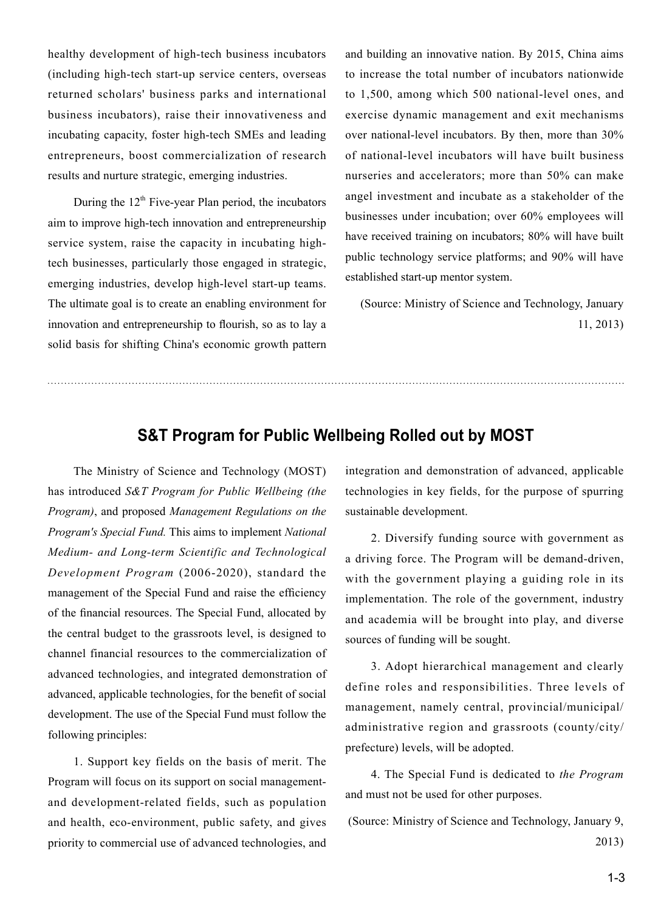healthy development of high-tech business incubators (including high-tech start-up service centers, overseas returned scholars' business parks and international business incubators), raise their innovativeness and incubating capacity, foster high-tech SMEs and leading entrepreneurs, boost commercialization of research results and nurture strategic, emerging industries.

During the 12th Five-year Plan period, the incubators aim to improve high-tech innovation and entrepreneurship service system, raise the capacity in incubating high-tech businesses, particularly those engaged in strategic, emerging industries, develop high-level start-up teams. The ultimate goal is to create an enabling environment for innovation and entrepreneurship to flourish, so as to lay a solid basis for shifting China's economic growth pattern and building an innovative nation. By 2015, China aims to increase the total number of incubators nationwide to 1,500, among which 500 national-level ones, and exercise dynamic management and exit mechanisms over national-level incubators. By then, more than 30% of national-level incubators will have built business nurseries and accelerators; more than 50% can make angel investment and incubate as a stakeholder of the businesses under incubation; over 60% employees will have received training on incubators; 80% will have built public technology service platforms; and 90% will have established start-up mentor system.

(Source: Ministry of Science and Technology, January 11, 2013)

## S&T Program for Public Wellbeing Rolled out by MOST

The Ministry of Science and Technology (MOST) has introduced *S&T Program for Public Wellbeing (the Program)*, and proposed *Management Regulations on the Program's Special Fund.* This aims to implement *National Medium- and Long-term Scientific and Technological Development Program* (2006-2020), standard the management of the Special Fund and raise the efficiency of the financial resources. The Special Fund, allocated by the central budget to the grassroots level, is designed to channel financial resources to the commercialization of advanced technologies, and integrated demonstration of advanced, applicable technologies, for the benefit of social development. The use of the Special Fund must follow the following principles:

1. Support key fields on the basis of merit. The Program will focus on its support on social management- and development-related fields, such as population and health, eco-environment, public safety, and gives priority to commercial use of advanced technologies, and integration and demonstration of advanced, applicable technologies in key fields, for the purpose of spurring sustainable development.

2. Diversify funding source with government as a driving force. The Program will be demand-driven, with the government playing a guiding role in its implementation. The role of the government, industry and academia will be brought into play, and diverse sources of funding will be sought.

3. Adopt hierarchical management and clearly define roles and responsibilities. Three levels of management, namely central, provincial/municipal/administrative region and grassroots (county/city/prefecture) levels, will be adopted.

4. The Special Fund is dedicated to *the Program* and must not be used for other purposes.

(Source: Ministry of Science and Technology, January 9, 2013)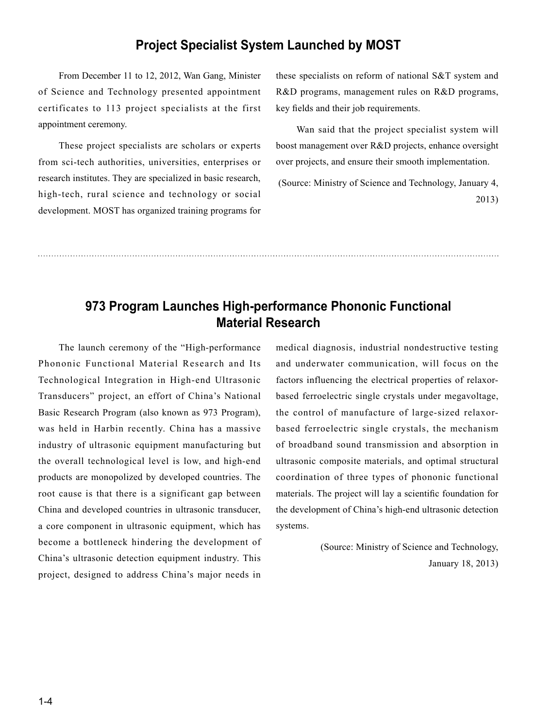## Project Specialist System Launched by MOST

From December 11 to 12, 2012, Wan Gang, Minister of Science and Technology presented appointment certificates to 113 project specialists at the first appointment ceremony.

These project specialists are scholars or experts from sci-tech authorities, universities, enterprises or research institutes. They are specialized in basic research, high-tech, rural science and technology or social development. MOST has organized training programs for these specialists on reform of national S&T system and R&D programs, management rules on R&D programs, key fields and their job requirements.

Wan said that the project specialist system will boost management over R&D projects, enhance oversight over projects, and ensure their smooth implementation.

(Source: Ministry of Science and Technology, January 4, 2013)

---

## 973 Program Launches High-performance Phononic Functional Material Research

The launch ceremony of the "High-performance Phononic Functional Material Research and Its Technological Integration in High-end Ultrasonic Transducers" project, an effort of China's National Basic Research Program (also known as 973 Program), was held in Harbin recently. China has a massive industry of ultrasonic equipment manufacturing but the overall technological level is low, and high-end products are monopolized by developed countries. The root cause is that there is a significant gap between China and developed countries in ultrasonic transducer, a core component in ultrasonic equipment, which has become a bottleneck hindering the development of China's ultrasonic detection equipment industry. This project, designed to address China's major needs in medical diagnosis, industrial nondestructive testing and underwater communication, will focus on the factors influencing the electrical properties of relaxor-based ferroelectric single crystals under megavoltage, the control of manufacture of large-sized relaxor-based ferroelectric single crystals, the mechanism of broadband sound transmission and absorption in ultrasonic composite materials, and optimal structural coordination of three types of phononic functional materials. The project will lay a scientific foundation for the development of China's high-end ultrasonic detection systems.

(Source: Ministry of Science and Technology, January 18, 2013)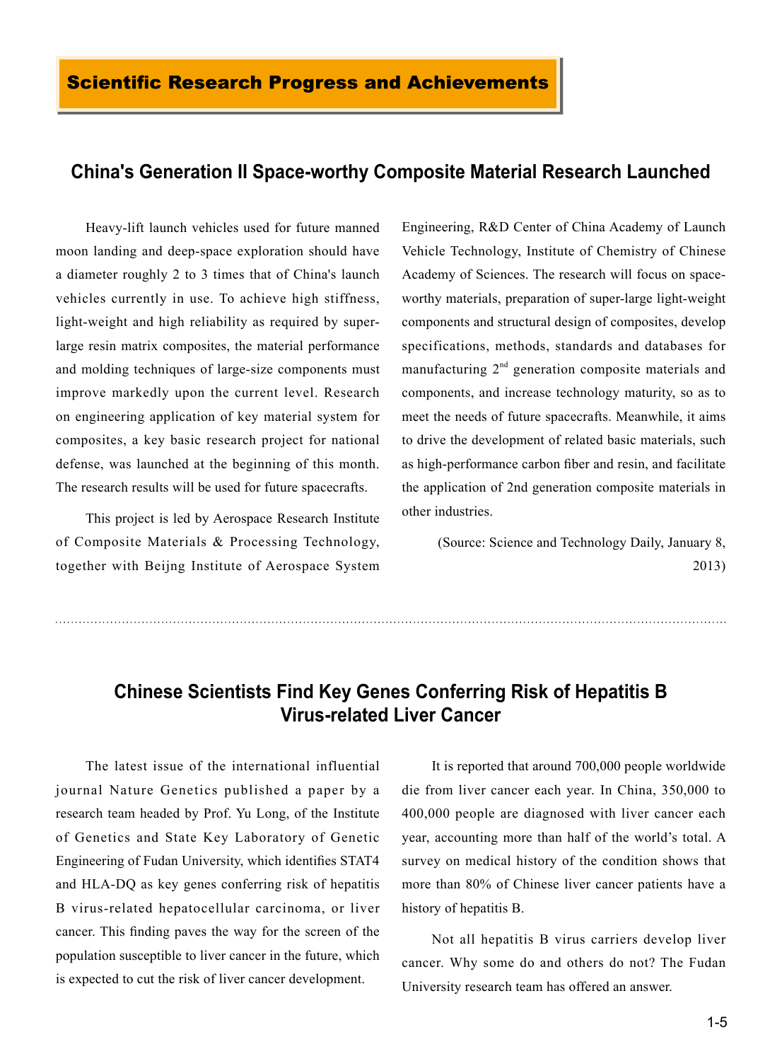## Scientific Research Progress and Achievements

### China's Generation II Space-worthy Composite Material Research Launched

Heavy-lift launch vehicles used for future manned moon landing and deep-space exploration should have a diameter roughly 2 to 3 times that of China's launch vehicles currently in use. To achieve high stiffness, light-weight and high reliability as required by super-large resin matrix composites, the material performance and molding techniques of large-size components must improve markedly upon the current level. Research on engineering application of key material system for composites, a key basic research project for national defense, was launched at the beginning of this month. The research results will be used for future spacecrafts.

This project is led by Aerospace Research Institute of Composite Materials & Processing Technology, together with Beijng Institute of Aerospace System Engineering, R&D Center of China Academy of Launch Vehicle Technology, Institute of Chemistry of Chinese Academy of Sciences. The research will focus on space-worthy materials, preparation of super-large light-weight components and structural design of composites, develop specifications, methods, standards and databases for manufacturing 2$^{nd}$ generation composite materials and components, and increase technology maturity, so as to meet the needs of future spacecrafts. Meanwhile, it aims to drive the development of related basic materials, such as high-performance carbon fiber and resin, and facilitate the application of 2nd generation composite materials in other industries.

(Source: Science and Technology Daily, January 8, 2013)

---

### Chinese Scientists Find Key Genes Conferring Risk of Hepatitis B Virus-related Liver Cancer

The latest issue of the international influential journal Nature Genetics published a paper by a research team headed by Prof. Yu Long, of the Institute of Genetics and State Key Laboratory of Genetic Engineering of Fudan University, which identifies STAT4 and HLA-DQ as key genes conferring risk of hepatitis B virus-related hepatocellular carcinoma, or liver cancer. This finding paves the way for the screen of the population susceptible to liver cancer in the future, which is expected to cut the risk of liver cancer development.

It is reported that around 700,000 people worldwide die from liver cancer each year. In China, 350,000 to 400,000 people are diagnosed with liver cancer each year, accounting more than half of the world's total. A survey on medical history of the condition shows that more than 80% of Chinese liver cancer patients have a history of hepatitis B.

Not all hepatitis B virus carriers develop liver cancer. Why some do and others do not? The Fudan University research team has offered an answer.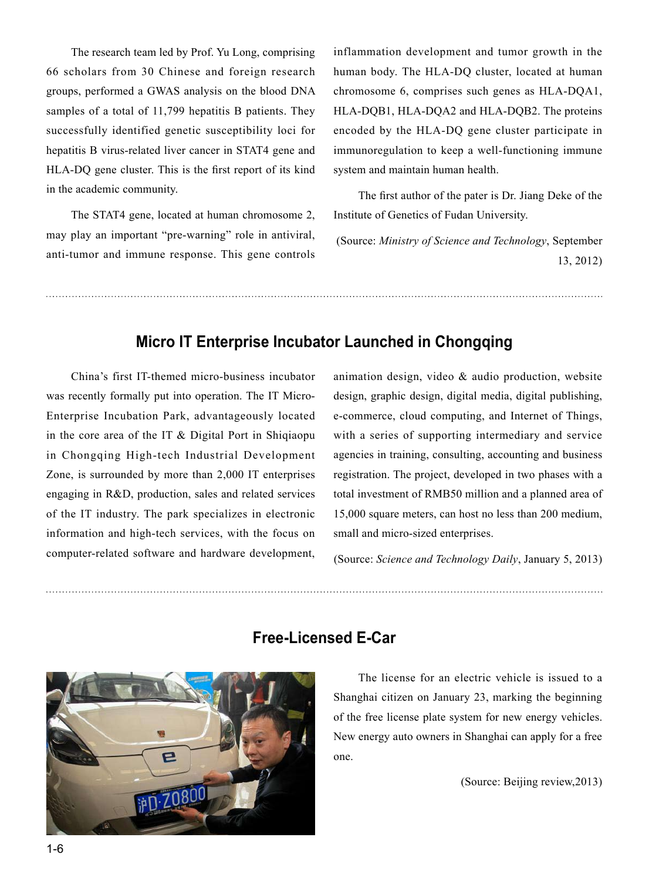The research team led by Prof. Yu Long, comprising 66 scholars from 30 Chinese and foreign research groups, performed a GWAS analysis on the blood DNA samples of a total of 11,799 hepatitis B patients. They successfully identified genetic susceptibility loci for hepatitis B virus-related liver cancer in STAT4 gene and HLA-DQ gene cluster. This is the first report of its kind in the academic community.

The STAT4 gene, located at human chromosome 2, may play an important "pre-warning" role in antiviral, anti-tumor and immune response. This gene controls inflammation development and tumor growth in the human body. The HLA-DQ cluster, located at human chromosome 6, comprises such genes as HLA-DQA1, HLA-DQB1, HLA-DQA2 and HLA-DQB2. The proteins encoded by the HLA-DQ gene cluster participate in immunoregulation to keep a well-functioning immune system and maintain human health.

The first author of the pater is Dr. Jiang Deke of the Institute of Genetics of Fudan University.

(Source: *Ministry of Science and Technology*, September 13, 2012)

## Micro IT Enterprise Incubator Launched in Chongqing

China's first IT-themed micro-business incubator was recently formally put into operation. The IT Micro-Enterprise Incubation Park, advantageously located in the core area of the IT & Digital Port in Shiqiaopu in Chongqing High-tech Industrial Development Zone, is surrounded by more than 2,000 IT enterprises engaging in R&D, production, sales and related services of the IT industry. The park specializes in electronic information and high-tech services, with the focus on computer-related software and hardware development, animation design, video & audio production, website design, graphic design, digital media, digital publishing, e-commerce, cloud computing, and Internet of Things, with a series of supporting intermediary and service agencies in training, consulting, accounting and business registration. The project, developed in two phases with a total investment of RMB50 million and a planned area of 15,000 square meters, can host no less than 200 medium, small and micro-sized enterprises.

(Source: *Science and Technology Daily*, January 5, 2013)

## Free-Licensed E-Car

The license for an electric vehicle is issued to a Shanghai citizen on January 23, marking the beginning of the free license plate system for new energy vehicles. New energy auto owners in Shanghai can apply for a free one.

(Source: Beijing review,2013)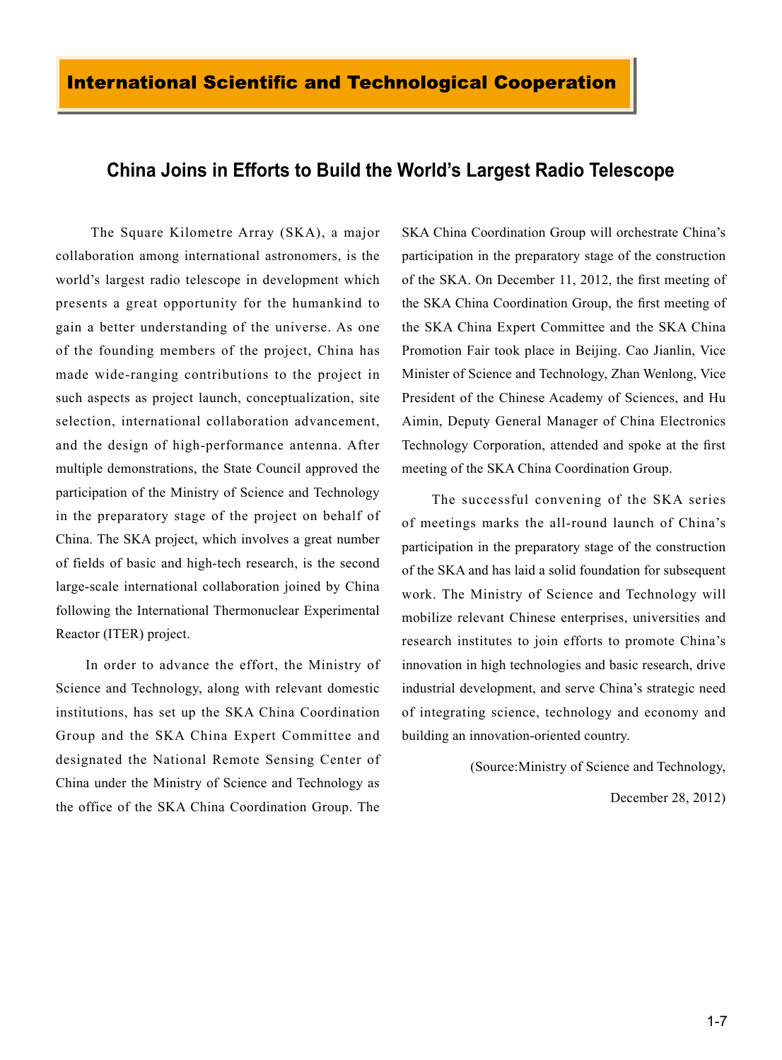## International Scientific and Technological Cooperation

### China Joins in Efforts to Build the World's Largest Radio Telescope

The Square Kilometre Array (SKA), a major collaboration among international astronomers, is the world's largest radio telescope in development which presents a great opportunity for the humankind to gain a better understanding of the universe. As one of the founding members of the project, China has made wide-ranging contributions to the project in such aspects as project launch, conceptualization, site selection, international collaboration advancement, and the design of high-performance antenna. After multiple demonstrations, the State Council approved the participation of the Ministry of Science and Technology in the preparatory stage of the project on behalf of China. The SKA project, which involves a great number of fields of basic and high-tech research, is the second large-scale international collaboration joined by China following the International Thermonuclear Experimental Reactor (ITER) project.

In order to advance the effort, the Ministry of Science and Technology, along with relevant domestic institutions, has set up the SKA China Coordination Group and the SKA China Expert Committee and designated the National Remote Sensing Center of China under the Ministry of Science and Technology as the office of the SKA China Coordination Group. The SKA China Coordination Group will orchestrate China's participation in the preparatory stage of the construction of the SKA. On December 11, 2012, the first meeting of the SKA China Coordination Group, the first meeting of the SKA China Expert Committee and the SKA China Promotion Fair took place in Beijing. Cao Jianlin, Vice Minister of Science and Technology, Zhan Wenlong, Vice President of the Chinese Academy of Sciences, and Hu Aimin, Deputy General Manager of China Electronics Technology Corporation, attended and spoke at the first meeting of the SKA China Coordination Group.

The successful convening of the SKA series of meetings marks the all-round launch of China's participation in the preparatory stage of the construction of the SKA and has laid a solid foundation for subsequent work. The Ministry of Science and Technology will mobilize relevant Chinese enterprises, universities and research institutes to join efforts to promote China's innovation in high technologies and basic research, drive industrial development, and serve China's strategic need of integrating science, technology and economy and building an innovation-oriented country.

(Source:Ministry of Science and Technology, December 28, 2012)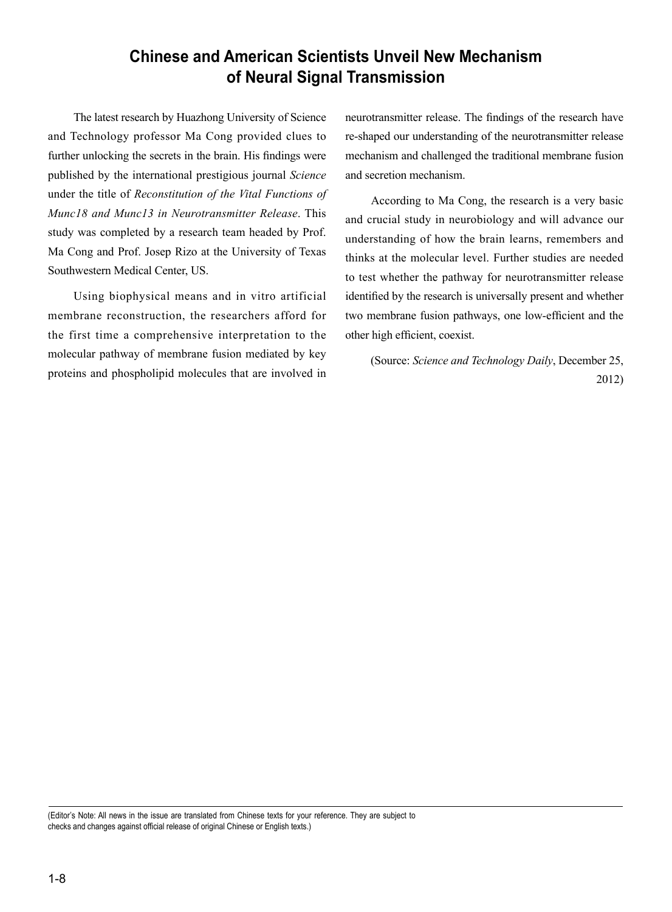# Chinese and American Scientists Unveil New Mechanism of Neural Signal Transmission

The latest research by Huazhong University of Science and Technology professor Ma Cong provided clues to further unlocking the secrets in the brain. His findings were published by the international prestigious journal *Science* under the title of *Reconstitution of the Vital Functions of Munc18 and Munc13 in Neurotransmitter Release*. This study was completed by a research team headed by Prof. Ma Cong and Prof. Josep Rizo at the University of Texas Southwestern Medical Center, US.

Using biophysical means and in vitro artificial membrane reconstruction, the researchers afford for the first time a comprehensive interpretation to the molecular pathway of membrane fusion mediated by key proteins and phospholipid molecules that are involved in neurotransmitter release. The findings of the research have re-shaped our understanding of the neurotransmitter release mechanism and challenged the traditional membrane fusion and secretion mechanism.

According to Ma Cong, the research is a very basic and crucial study in neurobiology and will advance our understanding of how the brain learns, remembers and thinks at the molecular level. Further studies are needed to test whether the pathway for neurotransmitter release identified by the research is universally present and whether two membrane fusion pathways, one low-efficient and the other high efficient, coexist.

(Source: *Science and Technology Daily*, December 25, 2012)

(Editor's Note: All news in the issue are translated from Chinese texts for your reference. They are subject to checks and changes against official release of original Chinese or English texts.)